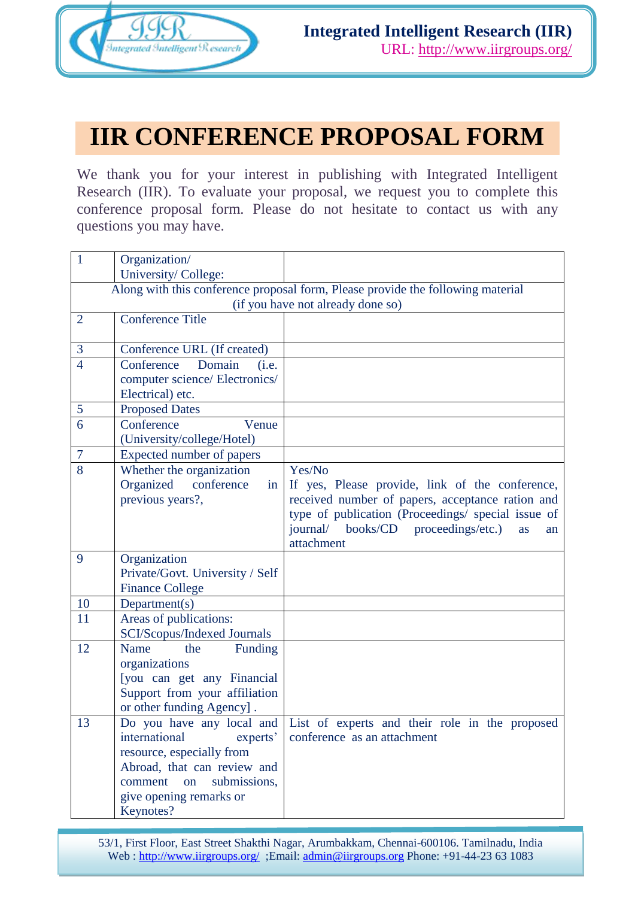# IIR CONFERENCE PROPOSAL FORM

We thank you for your interest in publishing with Integrated Intelligent Research (IIR). To evaluate your proposal, we request you to complete this conference proposal form. Please do not hesitate to contact us with any questions you may have.

| | | |
|---|---|---|
| 1 | Organization/ University/ College: | |
| Along with this conference proposal form, Please provide the following material (if you have not already done so) | | |
| 2 | Conference Title | |
| 3 | Conference URL (If created) | |
| 4 | Conference Domain (i.e. computer science/ Electronics/ Electrical) etc. | |
| 5 | Proposed Dates | |
| 6 | Conference Venue (University/college/Hotel) | |
| 7 | Expected number of papers | |
| 8 | Whether the organization Organized conference in previous years?, | Yes/No<br>If yes, Please provide, link of the conference, received number of papers, acceptance ration and type of publication (Proceedings/ special issue of journal/ books/CD proceedings/etc.) as an attachment |
| 9 | Organization<br>Private/Govt. University / Self Finance College | |
| 10 | Department(s) | |
| 11 | Areas of publications: SCI/Scopus/Indexed Journals | |
| 12 | Name the Funding organizations<br>[you can get any Financial Support from your affiliation or other funding Agency] . | |
| 13 | Do you have any local and international experts' resource, especially from Abroad, that can review and comment on submissions, give opening remarks or Keynotes? | List of experts and their role in the proposed conference as an attachment |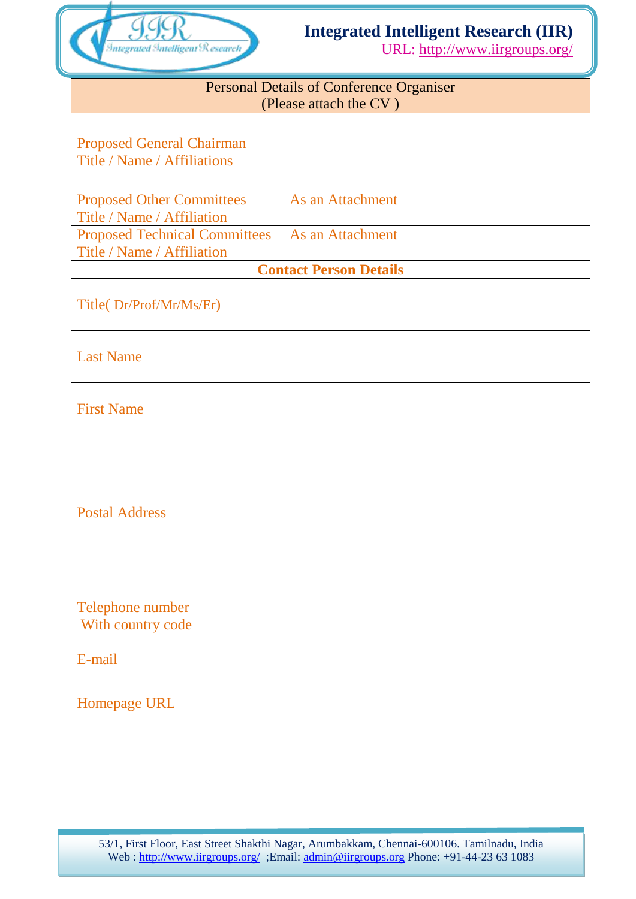| Personal Details of Conference Organiser (Please attach the CV ) | |
|---|---|
| Proposed General Chairman Title / Name / Affiliations | |
| Proposed Other Committees Title / Name / Affiliation | As an Attachment |
| Proposed Technical Committees Title / Name / Affiliation | As an Attachment |
| **Contact Person Details** | |
| Title( Dr/Prof/Mr/Ms/Er) | |
| Last Name | |
| First Name | |
| Postal Address | |
| Telephone number With country code | |
| E-mail | |
| Homepage URL | |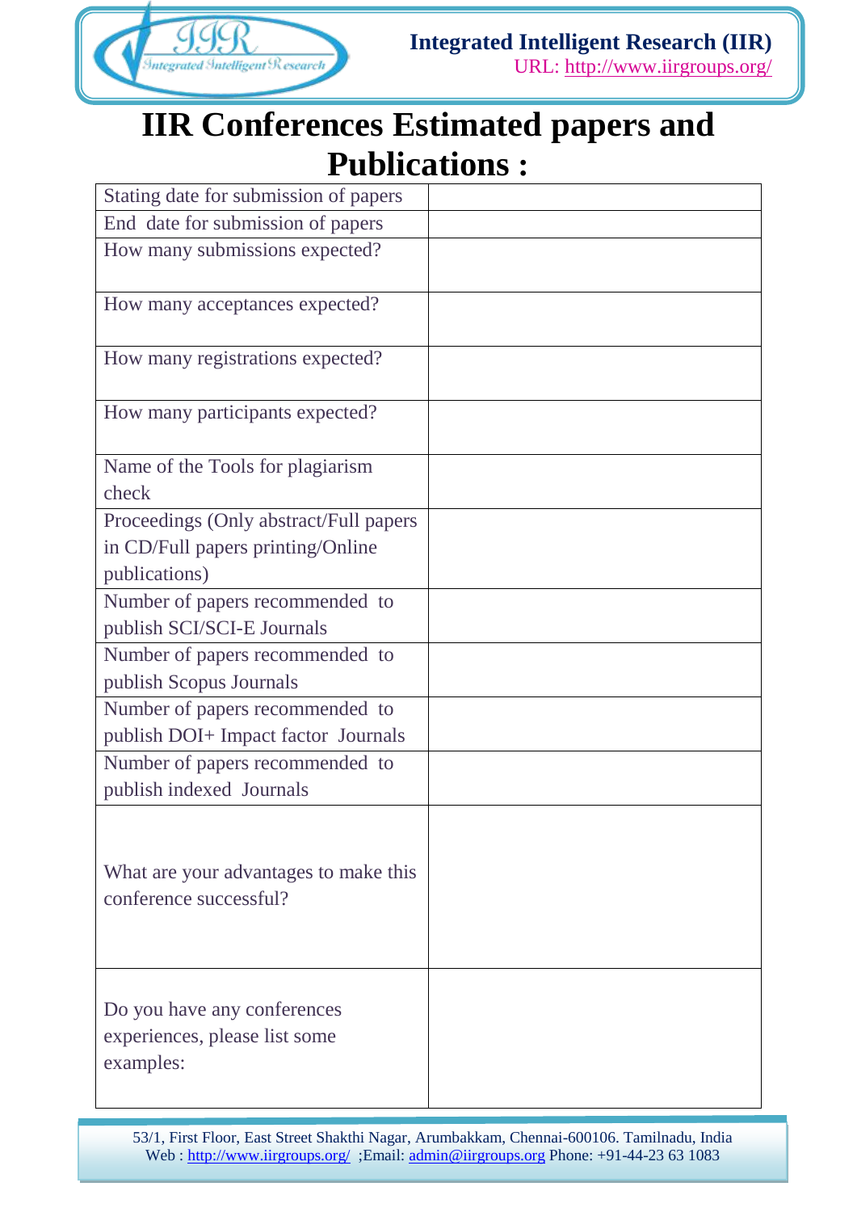# IIR Conferences Estimated papers and Publications :

| | |
|---|---|
| Stating date for submission of papers | |
| End date for submission of papers | |
| How many submissions expected? | |
| How many acceptances expected? | |
| How many registrations expected? | |
| How many participants expected? | |
| Name of the Tools for plagiarism check | |
| Proceedings (Only abstract/Full papers in CD/Full papers printing/Online publications) | |
| Number of papers recommended to publish SCI/SCI-E Journals | |
| Number of papers recommended to publish Scopus Journals | |
| Number of papers recommended to publish DOI+ Impact factor Journals | |
| Number of papers recommended to publish indexed Journals | |
| What are your advantages to make this conference successful? | |
| Do you have any conferences experiences, please list some examples: | |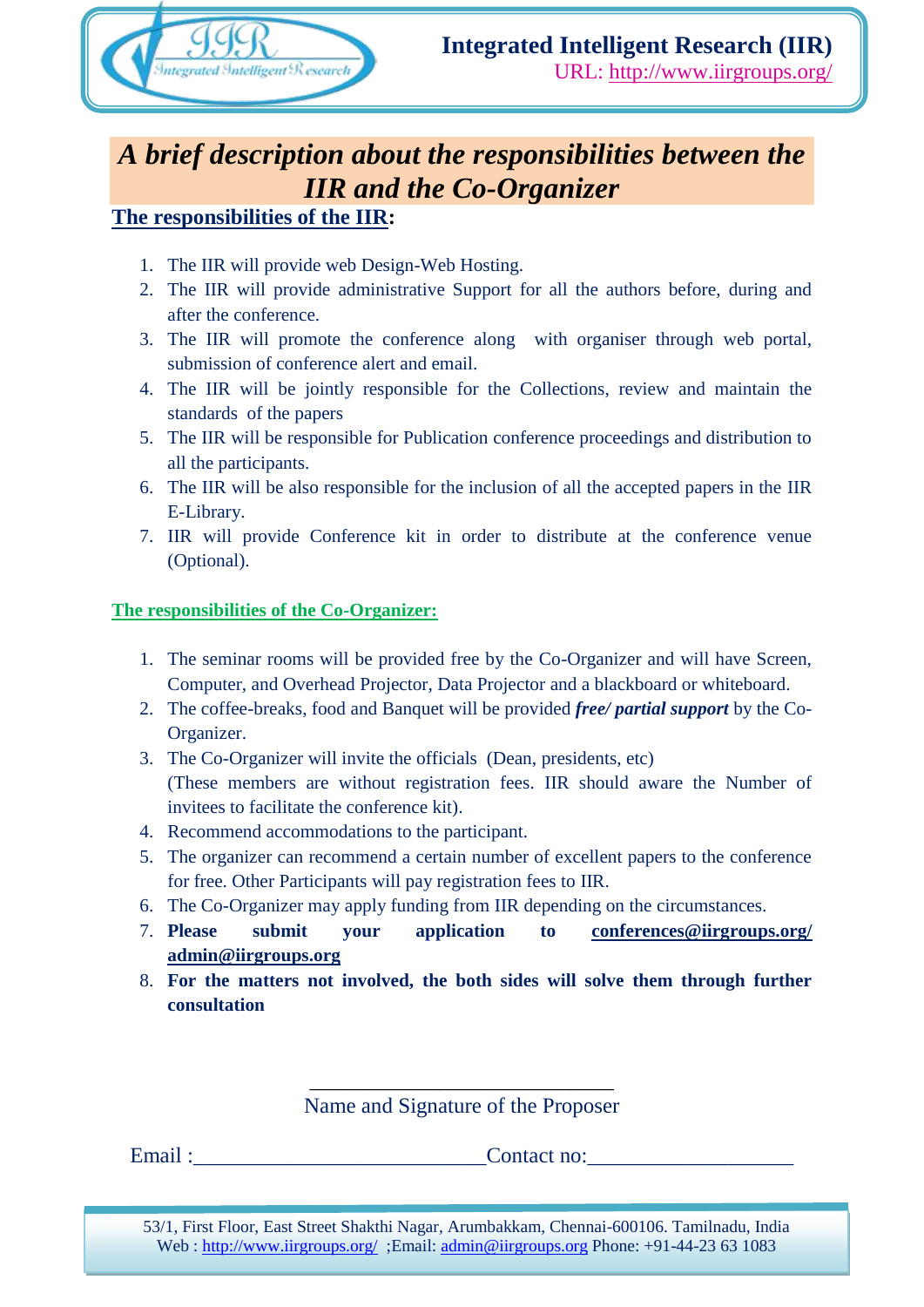# A brief description about the responsibilities between the IIR and the Co-Organizer

**The responsibilities of the IIR:**

1. The IIR will provide web Design-Web Hosting.
2. The IIR will provide administrative Support for all the authors before, during and after the conference.
3. The IIR will promote the conference along with organiser through web portal, submission of conference alert and email.
4. The IIR will be jointly responsible for the Collections, review and maintain the standards of the papers
5. The IIR will be responsible for Publication conference proceedings and distribution to all the participants.
6. The IIR will be also responsible for the inclusion of all the accepted papers in the IIR E-Library.
7. IIR will provide Conference kit in order to distribute at the conference venue (Optional).

**The responsibilities of the Co-Organizer:**

1. The seminar rooms will be provided free by the Co-Organizer and will have Screen, Computer, and Overhead Projector, Data Projector and a blackboard or whiteboard.
2. The coffee-breaks, food and Banquet will be provided ***free/ partial support*** by the Co-Organizer.
3. The Co-Organizer will invite the officials (Dean, presidents, etc) (These members are without registration fees. IIR should aware the Number of invitees to facilitate the conference kit).
4. Recommend accommodations to the participant.
5. The organizer can recommend a certain number of excellent papers to the conference for free. Other Participants will pay registration fees to IIR.
6. The Co-Organizer may apply funding from IIR depending on the circumstances.
7. **Please submit your application to conferences@iirgroups.org/ admin@iirgroups.org**
8. **For the matters not involved, the both sides will solve them through further consultation**

_____________________________

Name and Signature of the Proposer

Email :__________________________Contact no:__________________

53/1, First Floor, East Street Shakthi Nagar, Arumbakkam, Chennai-600106. Tamilnadu, India
Web : http://www.iirgroups.org/ ;Email: admin@iirgroups.org Phone: +91-44-23 63 1083